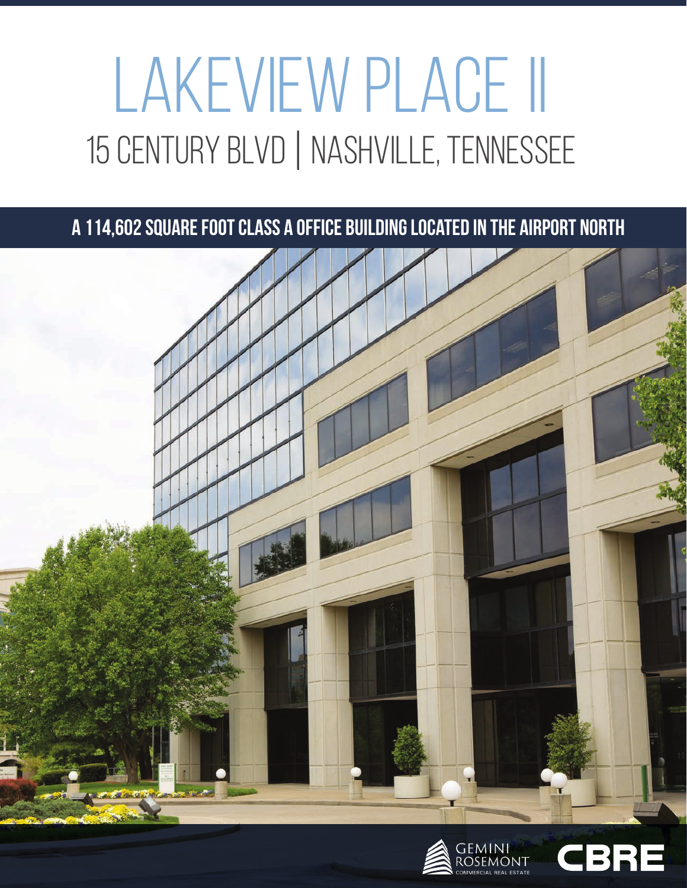# LAKEVIEW PLACE II

## 15 CENTURY BLVD | NASHVILLE, TENNESSEE

**A 114,602 SQUARE FOOT CLASS A OFFICE BUILDING LOCATED IN THE AIRPORT NORTH**

GEMINI ROSEMONT COMMERCIAL REAL ESTATE

CBRE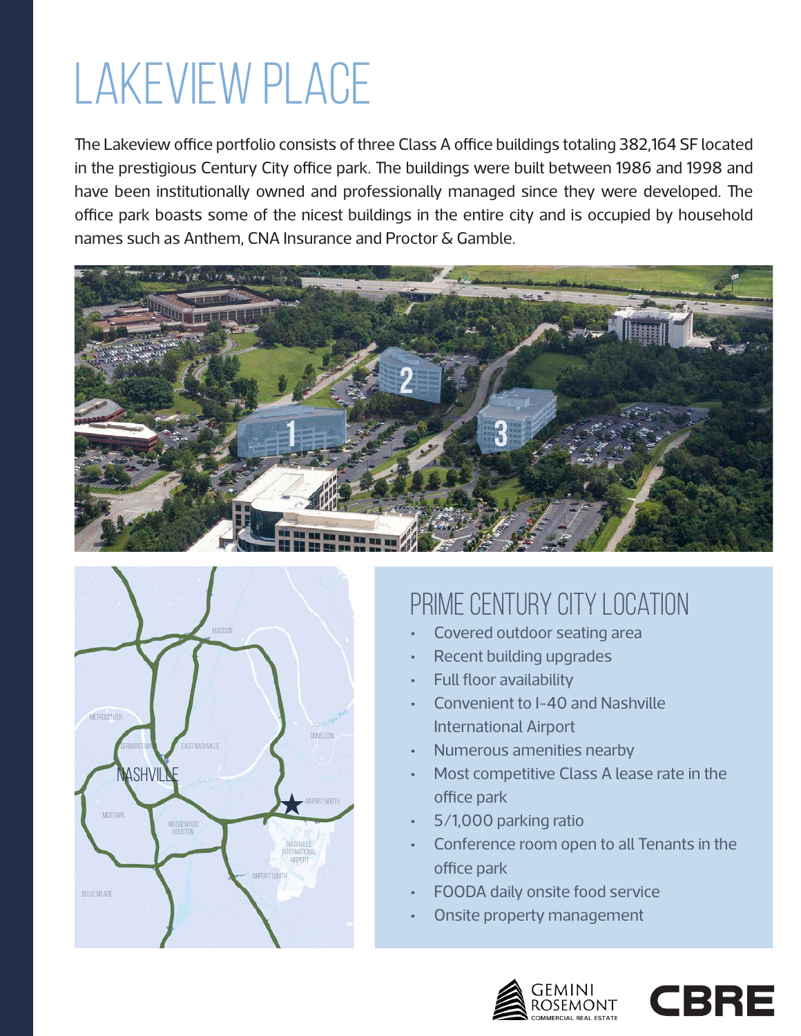# LAKEVIEW PLACE

The Lakeview office portfolio consists of three Class A office buildings totaling 382,164 SF located in the prestigious Century City office park. The buildings were built between 1986 and 1998 and have been institutionally owned and professionally managed since they were developed. The office park boasts some of the nicest buildings in the entire city and is occupied by household names such as Anthem, CNA Insurance and Proctor & Gamble.

## PRIME CENTURY CITY LOCATION

- Covered outdoor seating area
- Recent building upgrades
- Full floor availability
- Convenient to I-40 and Nashville International Airport
- Numerous amenities nearby
- Most competitive Class A lease rate in the office park
- 5/1,000 parking ratio
- Conference room open to all Tenants in the office park
- FOODA daily onsite food service
- Onsite property management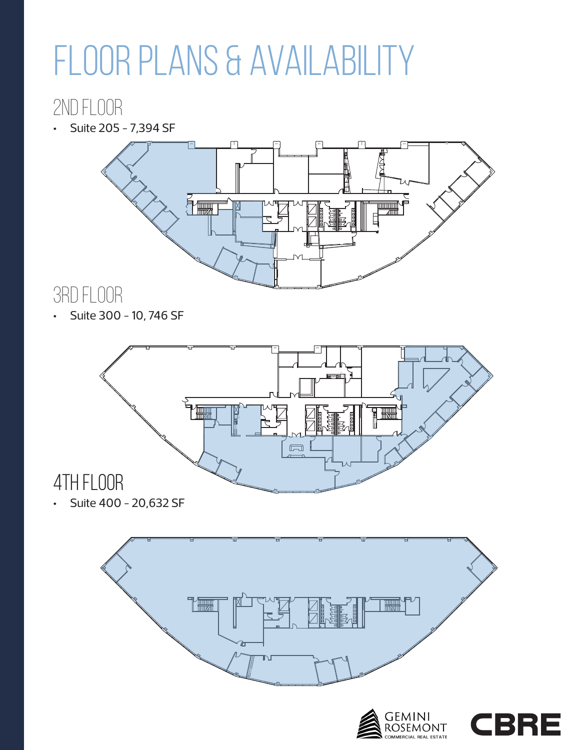# FLOOR PLANS & AVAILABILITY

## 2ND FLOOR

- Suite 205 - 7,394 SF

## 3RD FLOOR

- Suite 300 - 10, 746 SF

## 4TH FLOOR

- Suite 400 - 20,632 SF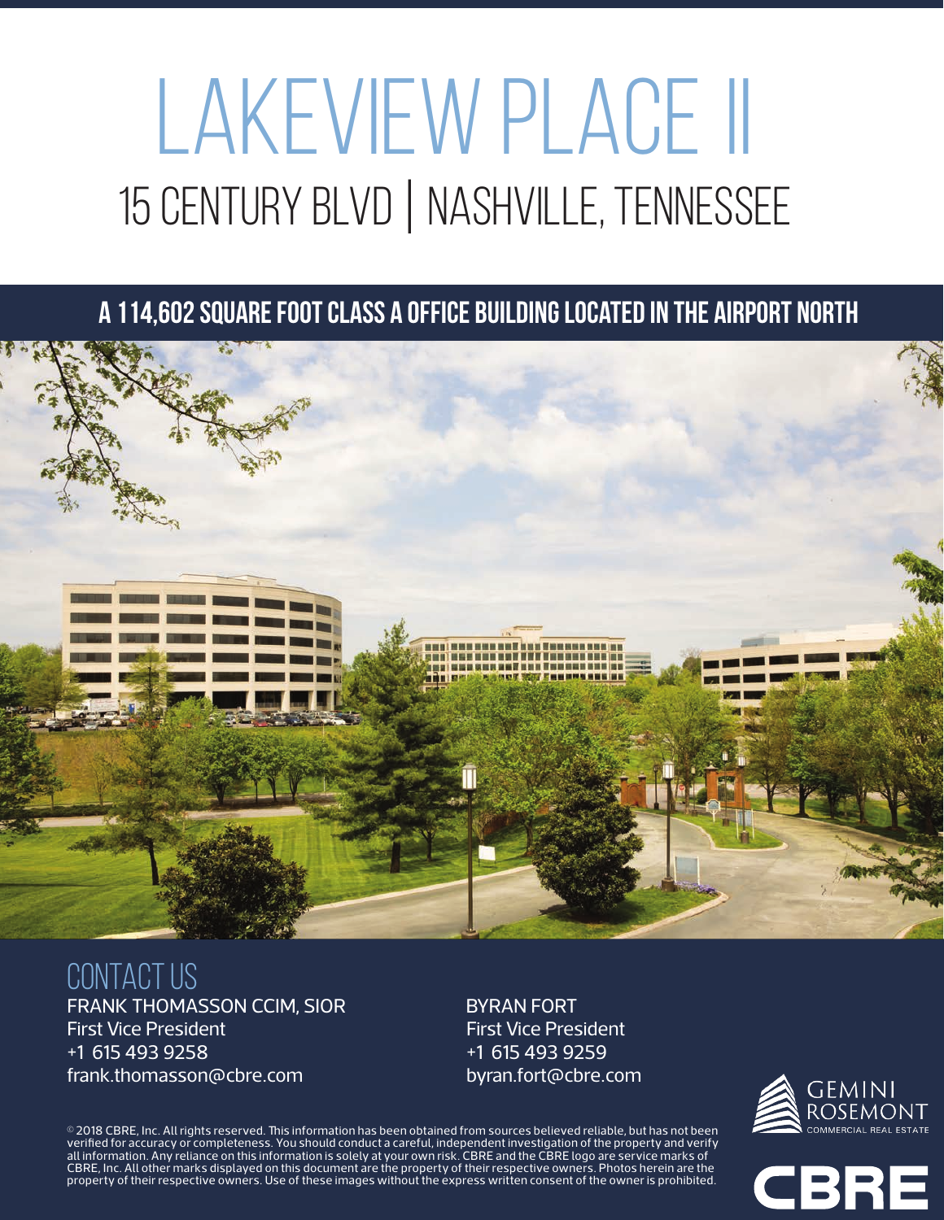# LAKEVIEW PLACE II

## 15 CENTURY BLVD | NASHVILLE, TENNESSEE

**A 114,602 SQUARE FOOT CLASS A OFFICE BUILDING LOCATED IN THE AIRPORT NORTH**

## CONTACT US

FRANK THOMASSON CCIM, SIOR
First Vice President
+1 615 493 9258
frank.thomasson@cbre.com

BYRAN FORT
First Vice President
+1 615 493 9259
byran.fort@cbre.com

© 2018 CBRE, Inc. All rights reserved. This information has been obtained from sources believed reliable, but has not been verified for accuracy or completeness. You should conduct a careful, independent investigation of the property and verify all information. Any reliance on this information is solely at your own risk. CBRE and the CBRE logo are service marks of CBRE, Inc. All other marks displayed on this document are the property of their respective owners. Photos herein are the property of their respective owners. Use of these images without the express written consent of the owner is prohibited.

GEMINI ROSEMONT
COMMERCIAL REAL ESTATE

CBRE